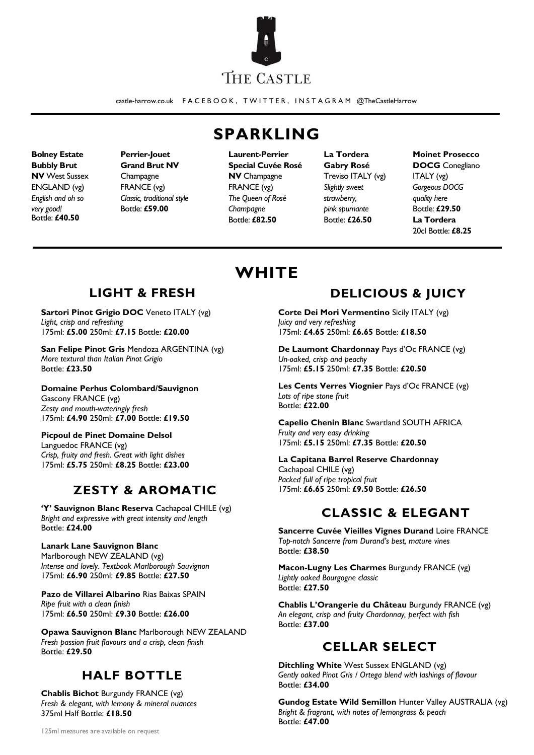# THE CASTLE

castle-harrow.co.uk FACEBOOK, TWITTER, INSTAGRAM @TheCastleHarrow

## SPARKLING

**Bolney Estate Bubbly Brut NV** West Sussex ENGLAND (vg)
*English and oh so very good!*
Bottle: **£40.50**

**Perrier-Jouet Grand Brut NV** Champagne FRANCE (vg)
*Classic, traditional style*
Bottle: **£59.00**

**Laurent-Perrier Special Cuvée Rosé NV** Champagne FRANCE (vg)
*The Queen of Rosé Champagne*
Bottle: **£82.50**

**La Tordera Gabry Rosé** Treviso ITALY (vg)
*Slightly sweet strawberry, pink spumante*
Bottle: **£26.50**

**Moinet Prosecco DOCG** Conegliano ITALY (vg)
*Gorgeous DOCG quality here*
Bottle: **£29.50**
**La Tordera**
20cl Bottle: **£8.25**

## WHITE

### LIGHT & FRESH

**Sartori Pinot Grigio DOC** Veneto ITALY (vg)
*Light, crisp and refreshing*
175ml: **£5.00** 250ml: **£7.15** Bottle: **£20.00**

**San Felipe Pinot Gris** Mendoza ARGENTINA (vg)
*More textural than Italian Pinot Grigio*
Bottle: **£23.50**

**Domaine Perhus Colombard/Sauvignon** Gascony FRANCE (vg)
*Zesty and mouth-wateringly fresh*
175ml: **£4.90** 250ml: **£7.00** Bottle: **£19.50**

**Picpoul de Pinet Domaine Delsol** Languedoc FRANCE (vg)
*Crisp, fruity and fresh. Great with light dishes*
175ml: **£5.75** 250ml: **£8.25** Bottle: **£23.00**

### ZESTY & AROMATIC

**'Y' Sauvignon Blanc Reserva** Cachapoal CHILE (vg)
*Bright and expressive with great intensity and length*
Bottle: **£24.00**

**Lanark Lane Sauvignon Blanc** Marlborough NEW ZEALAND (vg)
*Intense and lovely. Textbook Marlborough Sauvignon*
175ml: **£6.90** 250ml: **£9.85** Bottle: **£27.50**

**Pazo de Villarei Albarino** Rias Baixas SPAIN
*Ripe fruit with a clean finish*
175ml: **£6.50** 250ml: **£9.30** Bottle: **£26.00**

**Opawa Sauvignon Blanc** Marlborough NEW ZEALAND
*Fresh passion fruit flavours and a crisp, clean finish*
Bottle: **£29.50**

### HALF BOTTLE

**Chablis Bichot** Burgundy FRANCE (vg)
*Fresh & elegant, with lemony & mineral nuances*
375ml Half Bottle: **£18.50**

### DELICIOUS & JUICY

**Corte Dei Mori Vermentino** Sicily ITALY (vg)
*Juicy and very refreshing*
175ml: **£4.65** 250ml: **£6.65** Bottle: **£18.50**

**De Laumont Chardonnay** Pays d'Oc FRANCE (vg)
*Un-oaked, crisp and peachy*
175ml: **£5.15** 250ml: **£7.35** Bottle: **£20.50**

**Les Cents Verres Viognier** Pays d'Oc FRANCE (vg)
*Lots of ripe stone fruit*
Bottle: **£22.00**

**Capelio Chenin Blanc** Swartland SOUTH AFRICA
*Fruity and very easy drinking*
175ml: **£5.15** 250ml: **£7.35** Bottle: **£20.50**

**La Capitana Barrel Reserve Chardonnay** Cachapoal CHILE (vg)
*Packed full of ripe tropical fruit*
175ml: **£6.65** 250ml: **£9.50** Bottle: **£26.50**

### CLASSIC & ELEGANT

**Sancerre Cuvée Vieilles Vignes Durand** Loire FRANCE
*Top-notch Sancerre from Durand's best, mature vines*
Bottle: **£38.50**

**Macon-Lugny Les Charmes** Burgundy FRANCE (vg)
*Lightly oaked Bourgogne classic*
Bottle: **£27.50**

**Chablis L'Orangerie du Château** Burgundy FRANCE (vg)
*An elegant, crisp and fruity Chardonnay, perfect with fish*
Bottle: **£37.00**

### CELLAR SELECT

**Ditchling White** West Sussex ENGLAND (vg)
*Gently oaked Pinot Gris / Ortega blend with lashings of flavour*
Bottle: **£34.00**

**Gundog Estate Wild Semillon** Hunter Valley AUSTRALIA (vg)
*Bright & fragrant, with notes of lemongrass & peach*
Bottle: **£47.00**

125ml measures are available on request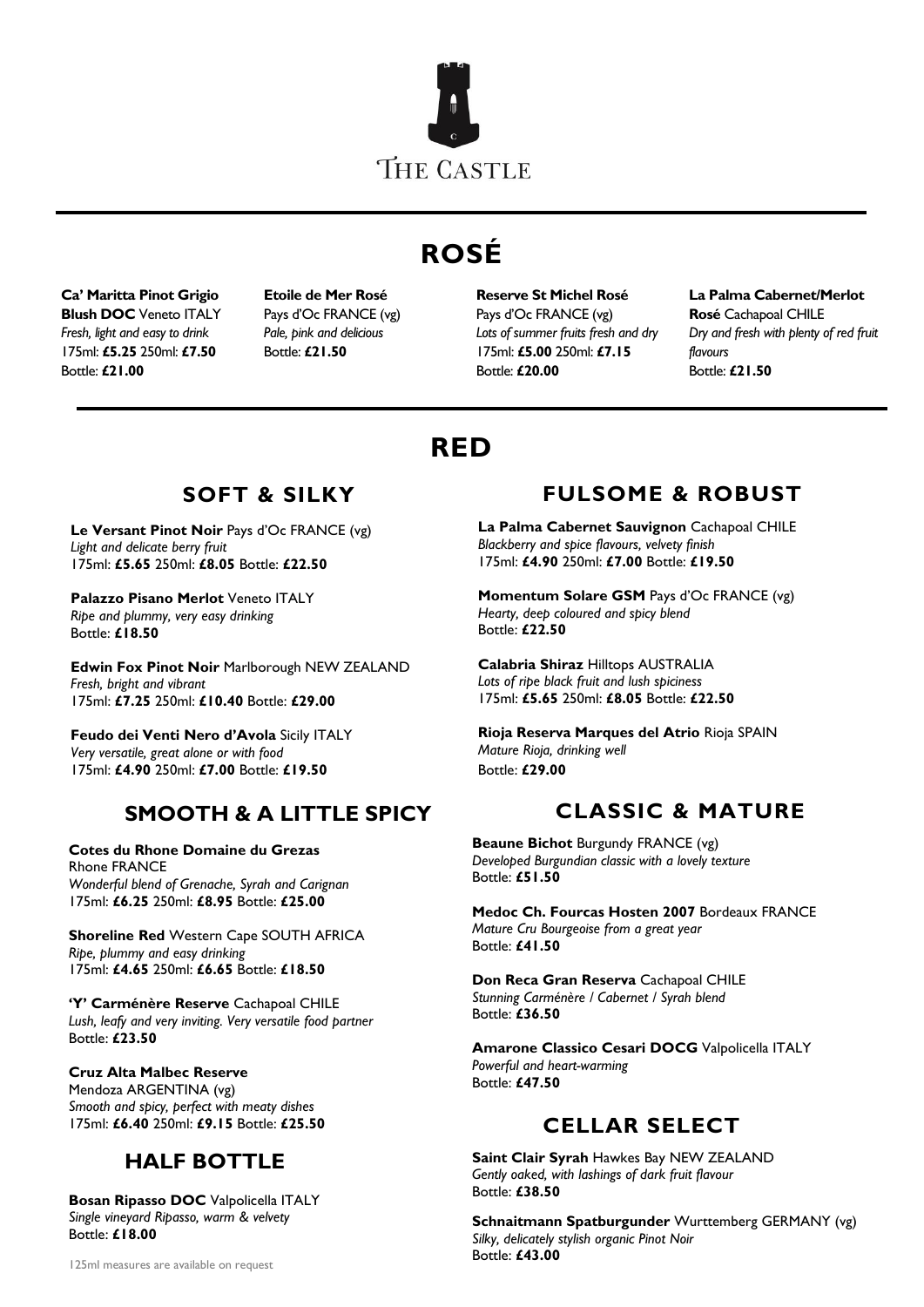THE CASTLE

# ROSÉ

**Ca' Maritta Pinot Grigio Blush DOC** Veneto ITALY
*Fresh, light and easy to drink*
175ml: **£5.25** 250ml: **£7.50**
Bottle: **£21.00**

**Etoile de Mer Rosé** Pays d'Oc FRANCE (vg)
*Pale, pink and delicious*
Bottle: **£21.50**

**Reserve St Michel Rosé** Pays d'Oc FRANCE (vg)
*Lots of summer fruits fresh and dry*
175ml: **£5.00** 250ml: **£7.15**
Bottle: **£20.00**

**La Palma Cabernet/Merlot Rosé** Cachapoal CHILE
*Dry and fresh with plenty of red fruit flavours*
Bottle: **£21.50**

# RED

## SOFT & SILKY

**Le Versant Pinot Noir** Pays d'Oc FRANCE (vg)
*Light and delicate berry fruit*
175ml: **£5.65** 250ml: **£8.05** Bottle: **£22.50**

**Palazzo Pisano Merlot** Veneto ITALY
*Ripe and plummy, very easy drinking*
Bottle: **£18.50**

**Edwin Fox Pinot Noir** Marlborough NEW ZEALAND
*Fresh, bright and vibrant*
175ml: **£7.25** 250ml: **£10.40** Bottle: **£29.00**

**Feudo dei Venti Nero d'Avola** Sicily ITALY
*Very versatile, great alone or with food*
175ml: **£4.90** 250ml: **£7.00** Bottle: **£19.50**

## SMOOTH & A LITTLE SPICY

**Cotes du Rhone Domaine du Grezas** Rhone FRANCE
*Wonderful blend of Grenache, Syrah and Carignan*
175ml: **£6.25** 250ml: **£8.95** Bottle: **£25.00**

**Shoreline Red** Western Cape SOUTH AFRICA
*Ripe, plummy and easy drinking*
175ml: **£4.65** 250ml: **£6.65** Bottle: **£18.50**

**'Y' Carménère Reserve** Cachapoal CHILE
*Lush, leafy and very inviting. Very versatile food partner*
Bottle: **£23.50**

**Cruz Alta Malbec Reserve** Mendoza ARGENTINA (vg)
*Smooth and spicy, perfect with meaty dishes*
175ml: **£6.40** 250ml: **£9.15** Bottle: **£25.50**

## HALF BOTTLE

**Bosan Ripasso DOC** Valpolicella ITALY
*Single vineyard Ripasso, warm & velvety*
Bottle: **£18.00**

125ml measures are available on request

## FULSOME & ROBUST

**La Palma Cabernet Sauvignon** Cachapoal CHILE
*Blackberry and spice flavours, velvety finish*
175ml: **£4.90** 250ml: **£7.00** Bottle: **£19.50**

**Momentum Solare GSM** Pays d'Oc FRANCE (vg)
*Hearty, deep coloured and spicy blend*
Bottle: **£22.50**

**Calabria Shiraz** Hilltops AUSTRALIA
*Lots of ripe black fruit and lush spiciness*
175ml: **£5.65** 250ml: **£8.05** Bottle: **£22.50**

**Rioja Reserva Marques del Atrio** Rioja SPAIN
*Mature Rioja, drinking well*
Bottle: **£29.00**

## CLASSIC & MATURE

**Beaune Bichot** Burgundy FRANCE (vg)
*Developed Burgundian classic with a lovely texture*
Bottle: **£51.50**

**Medoc Ch. Fourcas Hosten 2007** Bordeaux FRANCE
*Mature Cru Bourgeoise from a great year*
Bottle: **£41.50**

**Don Reca Gran Reserva** Cachapoal CHILE
*Stunning Carménère / Cabernet / Syrah blend*
Bottle: **£36.50**

**Amarone Classico Cesari DOCG** Valpolicella ITALY
*Powerful and heart-warming*
Bottle: **£47.50**

## CELLAR SELECT

**Saint Clair Syrah** Hawkes Bay NEW ZEALAND
*Gently oaked, with lashings of dark fruit flavour*
Bottle: **£38.50**

**Schnaitmann Spatburgunder** Wurttemberg GERMANY (vg)
*Silky, delicately stylish organic Pinot Noir*
Bottle: **£43.00**